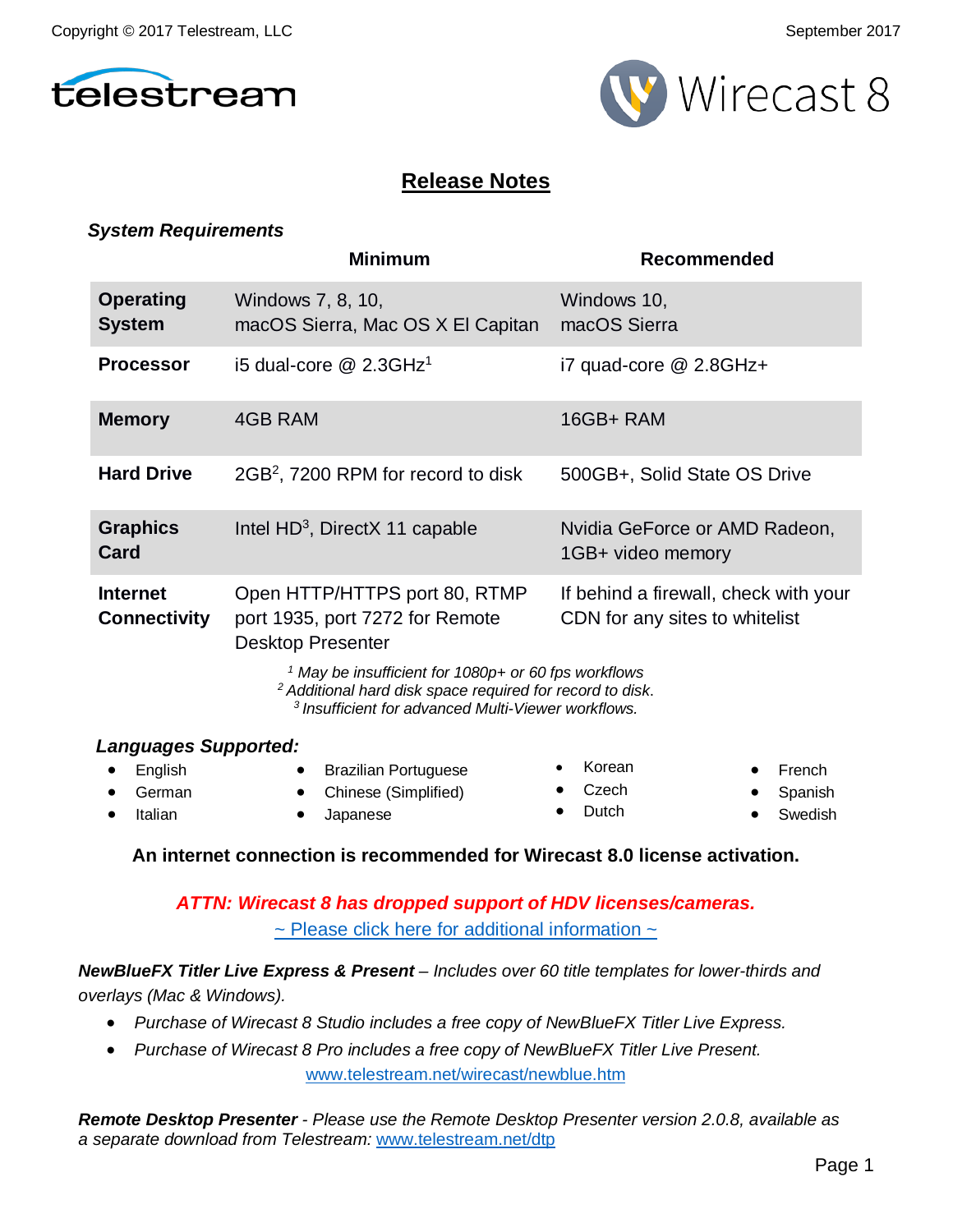Copyright © 2017 Telestream, LLC

September 2017

telestream

Wirecast 8

# Release Notes

### *System Requirements*

| | Minimum | Recommended |
|---|---|---|
| **Operating System** | Windows 7, 8, 10, macOS Sierra, Mac OS X El Capitan | Windows 10, macOS Sierra |
| **Processor** | i5 dual-core @ 2.3GHz[1] | i7 quad-core @ 2.8GHz+ |
| **Memory** | 4GB RAM | 16GB+ RAM |
| **Hard Drive** | 2GB[2], 7200 RPM for record to disk | 500GB+, Solid State OS Drive |
| **Graphics Card** | Intel HD[3], DirectX 11 capable | Nvidia GeForce or AMD Radeon, 1GB+ video memory |
| **Internet Connectivity** | Open HTTP/HTTPS port 80, RTMP port 1935, port 7272 for Remote Desktop Presenter | If behind a firewall, check with your CDN for any sites to whitelist |

*[1] May be insufficient for 1080p+ or 60 fps workflows*
*[2] Additional hard disk space required for record to disk.*
*[3] Insufficient for advanced Multi-Viewer workflows.*

### *Languages Supported:*

- English
- German
- Italian
- Brazilian Portuguese
- Chinese (Simplified)
- Japanese
- Korean
- Czech
- Dutch
- French
- Spanish
- Swedish

**An internet connection is recommended for Wirecast 8.0 license activation.**

***ATTN: Wirecast 8 has dropped support of HDV licenses/cameras.***

~ Please click here for additional information ~

***NewBlueFX Titler Live Express & Present*** *– Includes over 60 title templates for lower-thirds and overlays (Mac & Windows).*

- *Purchase of Wirecast 8 Studio includes a free copy of NewBlueFX Titler Live Express.*
- *Purchase of Wirecast 8 Pro includes a free copy of NewBlueFX Titler Live Present.*

www.telestream.net/wirecast/newblue.htm

***Remote Desktop Presenter*** *- Please use the Remote Desktop Presenter version 2.0.8, available as a separate download from Telestream:* www.telestream.net/dtp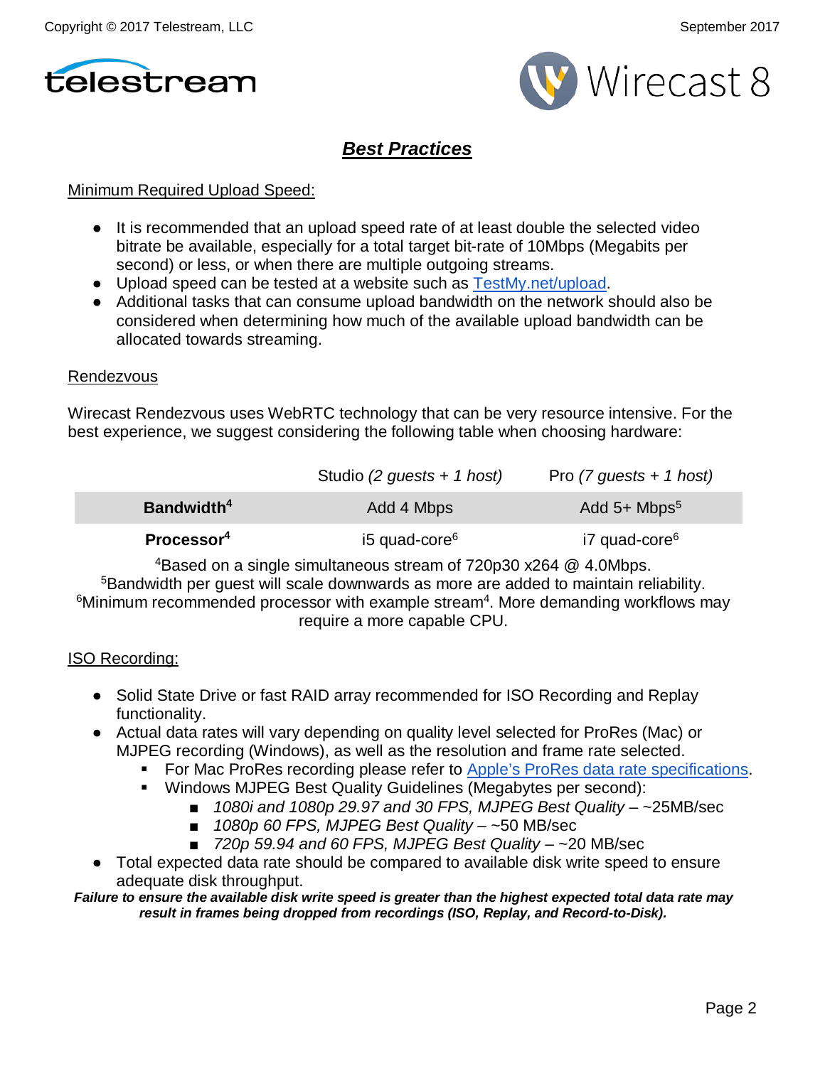## ***Best Practices***

Minimum Required Upload Speed:

- It is recommended that an upload speed rate of at least double the selected video bitrate be available, especially for a total target bit-rate of 10Mbps (Megabits per second) or less, or when there are multiple outgoing streams.
- Upload speed can be tested at a website such as [TestMy.net/upload](TestMy.net/upload).
- Additional tasks that can consume upload bandwidth on the network should also be considered when determining how much of the available upload bandwidth can be allocated towards streaming.

Rendezvous

Wirecast Rendezvous uses WebRTC technology that can be very resource intensive. For the best experience, we suggest considering the following table when choosing hardware:

| | Studio *(2 guests + 1 host)* | Pro *(7 guests + 1 host)* |
|---|---|---|
| **Bandwidth**[4] | Add 4 Mbps | Add 5+ Mbps[5] |
| **Processor**[4] | i5 quad-core[6] | i7 quad-core[6] |

[4]Based on a single simultaneous stream of 720p30 x264 @ 4.0Mbps.
[5]Bandwidth per guest will scale downwards as more are added to maintain reliability.
[6]Minimum recommended processor with example stream[4]. More demanding workflows may require a more capable CPU.

ISO Recording:

- Solid State Drive or fast RAID array recommended for ISO Recording and Replay functionality.
- Actual data rates will vary depending on quality level selected for ProRes (Mac) or MJPEG recording (Windows), as well as the resolution and frame rate selected.
  - For Mac ProRes recording please refer to Apple's ProRes data rate specifications.
  - Windows MJPEG Best Quality Guidelines (Megabytes per second):
    - *1080i and 1080p 29.97 and 30 FPS, MJPEG Best Quality* – ~25MB/sec
    - *1080p 60 FPS, MJPEG Best Quality* – ~50 MB/sec
    - *720p 59.94 and 60 FPS, MJPEG Best Quality* – ~20 MB/sec
- Total expected data rate should be compared to available disk write speed to ensure adequate disk throughput.

***Failure to ensure the available disk write speed is greater than the highest expected total data rate may result in frames being dropped from recordings (ISO, Replay, and Record-to-Disk).***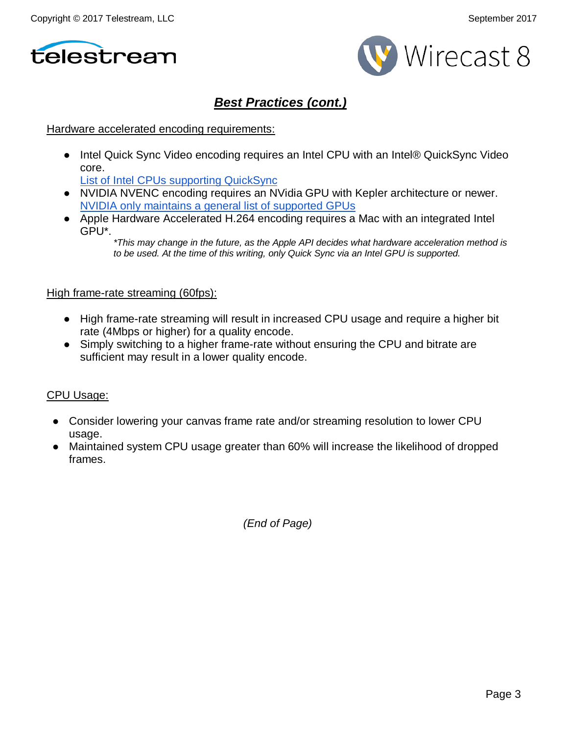## ***Best Practices (cont.)***

Hardware accelerated encoding requirements:

- Intel Quick Sync Video encoding requires an Intel CPU with an Intel® QuickSync Video core.
  [List of Intel CPUs supporting QuickSync]
- NVIDIA NVENC encoding requires an NVidia GPU with Kepler architecture or newer.
  [NVIDIA only maintains a general list of supported GPUs]
- Apple Hardware Accelerated H.264 encoding requires a Mac with an integrated Intel GPU*.

  *\*This may change in the future, as the Apple API decides what hardware acceleration method is to be used. At the time of this writing, only Quick Sync via an Intel GPU is supported.*

High frame-rate streaming (60fps):

- High frame-rate streaming will result in increased CPU usage and require a higher bit rate (4Mbps or higher) for a quality encode.
- Simply switching to a higher frame-rate without ensuring the CPU and bitrate are sufficient may result in a lower quality encode.

CPU Usage:

- Consider lowering your canvas frame rate and/or streaming resolution to lower CPU usage.
- Maintained system CPU usage greater than 60% will increase the likelihood of dropped frames.

*(End of Page)*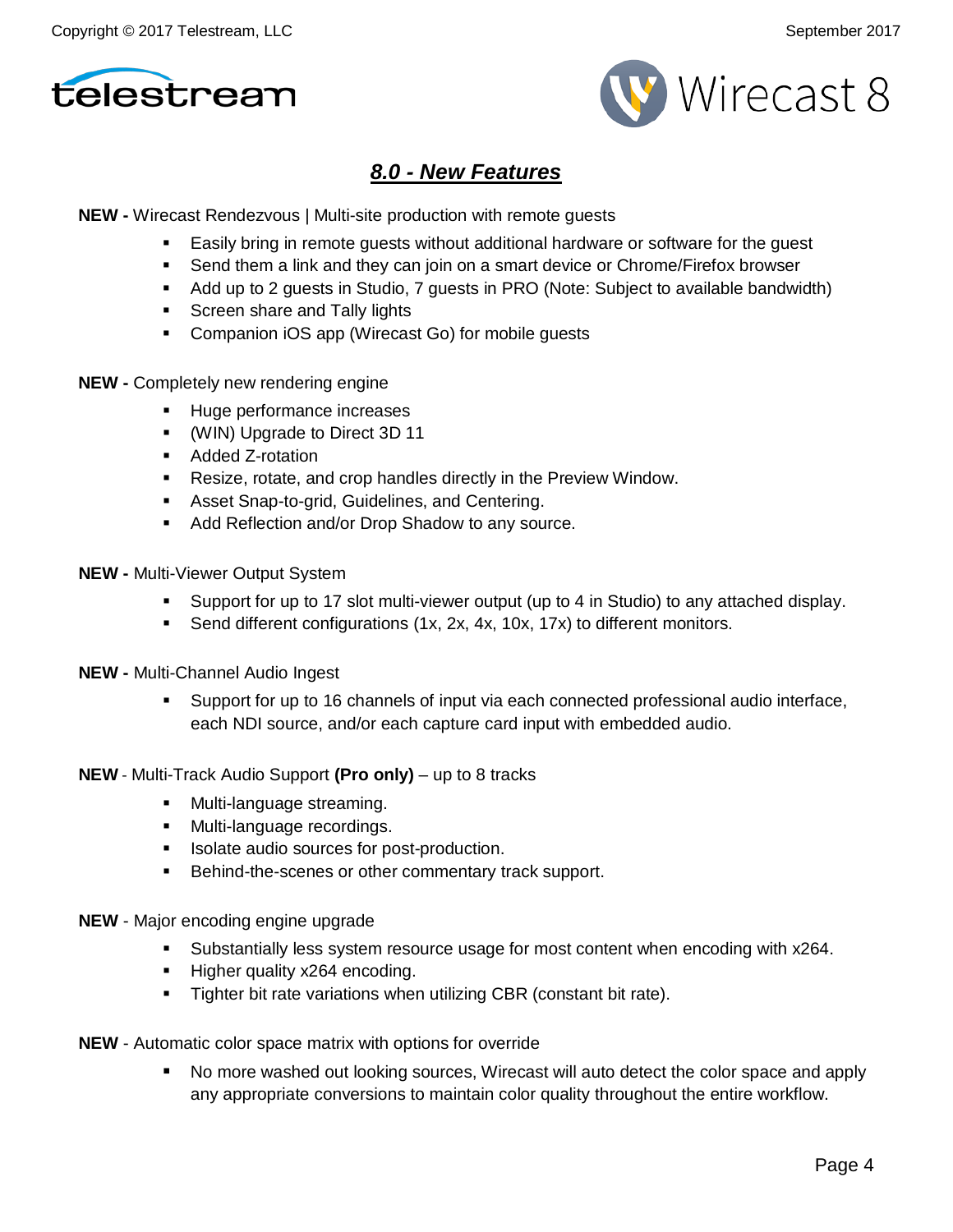## *8.0 - New Features*

**NEW -** Wirecast Rendezvous | Multi-site production with remote guests

- Easily bring in remote guests without additional hardware or software for the guest
- Send them a link and they can join on a smart device or Chrome/Firefox browser
- Add up to 2 guests in Studio, 7 guests in PRO (Note: Subject to available bandwidth)
- Screen share and Tally lights
- Companion iOS app (Wirecast Go) for mobile guests

**NEW -** Completely new rendering engine

- Huge performance increases
- (WIN) Upgrade to Direct 3D 11
- Added Z-rotation
- Resize, rotate, and crop handles directly in the Preview Window.
- Asset Snap-to-grid, Guidelines, and Centering.
- Add Reflection and/or Drop Shadow to any source.

**NEW -** Multi-Viewer Output System

- Support for up to 17 slot multi-viewer output (up to 4 in Studio) to any attached display.
- Send different configurations (1x, 2x, 4x, 10x, 17x) to different monitors.

**NEW -** Multi-Channel Audio Ingest

- Support for up to 16 channels of input via each connected professional audio interface, each NDI source, and/or each capture card input with embedded audio.

**NEW** - Multi-Track Audio Support **(Pro only)** – up to 8 tracks

- Multi-language streaming.
- Multi-language recordings.
- Isolate audio sources for post-production.
- Behind-the-scenes or other commentary track support.

**NEW** - Major encoding engine upgrade

- Substantially less system resource usage for most content when encoding with x264.
- Higher quality x264 encoding.
- Tighter bit rate variations when utilizing CBR (constant bit rate).

**NEW** - Automatic color space matrix with options for override

- No more washed out looking sources, Wirecast will auto detect the color space and apply any appropriate conversions to maintain color quality throughout the entire workflow.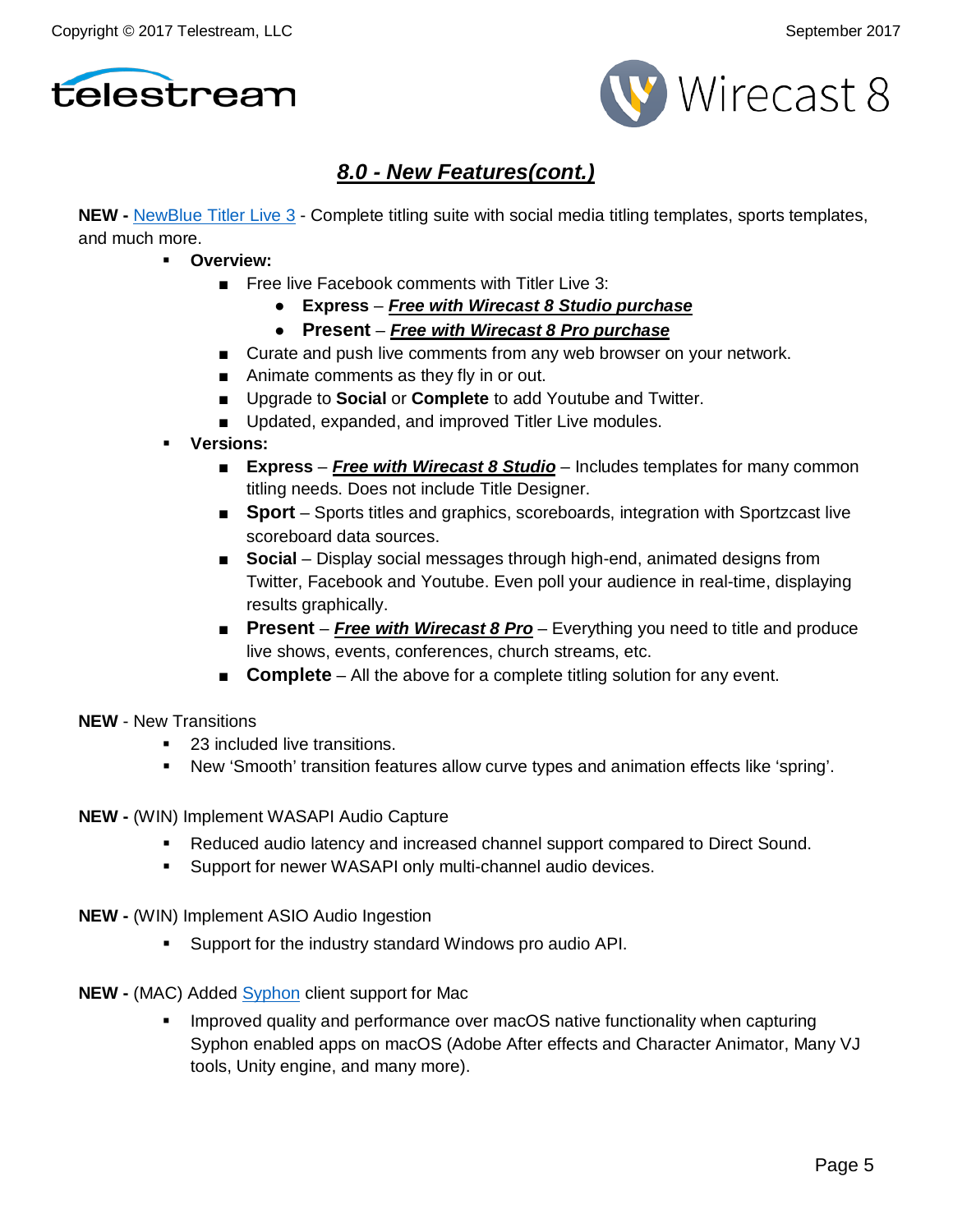## ***8.0 - New Features(cont.)***

**NEW -** NewBlue Titler Live 3 - Complete titling suite with social media titling templates, sports templates, and much more.

- **Overview:**
  - Free live Facebook comments with Titler Live 3:
    - **Express** – ***Free with Wirecast 8 Studio purchase***
    - **Present** – ***Free with Wirecast 8 Pro purchase***
  - Curate and push live comments from any web browser on your network.
  - Animate comments as they fly in or out.
  - Upgrade to **Social** or **Complete** to add Youtube and Twitter.
  - Updated, expanded, and improved Titler Live modules.
- **Versions:**
  - **Express** – ***Free with Wirecast 8 Studio*** – Includes templates for many common titling needs. Does not include Title Designer.
  - **Sport** – Sports titles and graphics, scoreboards, integration with Sportzcast live scoreboard data sources.
  - **Social** – Display social messages through high-end, animated designs from Twitter, Facebook and Youtube. Even poll your audience in real-time, displaying results graphically.
  - **Present** – ***Free with Wirecast 8 Pro*** – Everything you need to title and produce live shows, events, conferences, church streams, etc.
  - **Complete** – All the above for a complete titling solution for any event.

**NEW** - New Transitions

- 23 included live transitions.
- New 'Smooth' transition features allow curve types and animation effects like 'spring'.

**NEW -** (WIN) Implement WASAPI Audio Capture

- Reduced audio latency and increased channel support compared to Direct Sound.
- Support for newer WASAPI only multi-channel audio devices.

**NEW -** (WIN) Implement ASIO Audio Ingestion

- Support for the industry standard Windows pro audio API.

**NEW -** (MAC) Added Syphon client support for Mac

- Improved quality and performance over macOS native functionality when capturing Syphon enabled apps on macOS (Adobe After effects and Character Animator, Many VJ tools, Unity engine, and many more).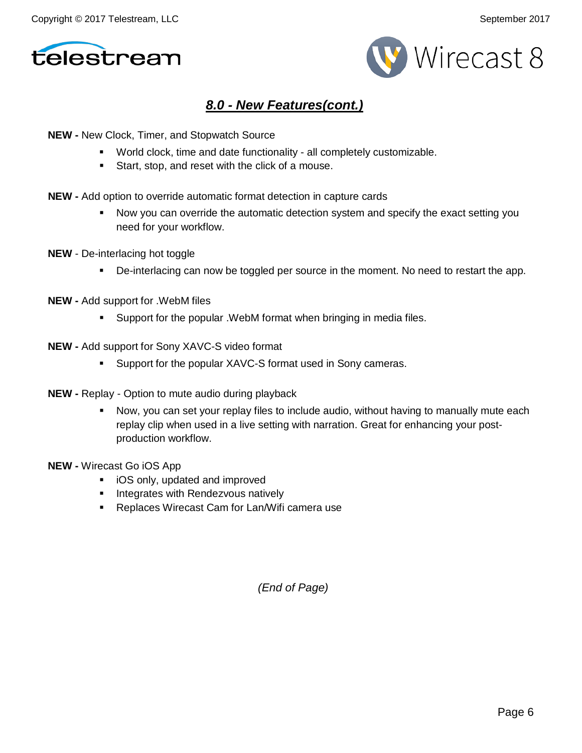## *8.0 - New Features(cont.)*

**NEW -** New Clock, Timer, and Stopwatch Source

- World clock, time and date functionality - all completely customizable.
- Start, stop, and reset with the click of a mouse.

**NEW -** Add option to override automatic format detection in capture cards

- Now you can override the automatic detection system and specify the exact setting you need for your workflow.

**NEW** - De-interlacing hot toggle

- De-interlacing can now be toggled per source in the moment. No need to restart the app.

**NEW -** Add support for .WebM files

- Support for the popular .WebM format when bringing in media files.

**NEW -** Add support for Sony XAVC-S video format

- Support for the popular XAVC-S format used in Sony cameras.

**NEW -** Replay - Option to mute audio during playback

- Now, you can set your replay files to include audio, without having to manually mute each replay clip when used in a live setting with narration. Great for enhancing your post-production workflow.

**NEW -** Wirecast Go iOS App

- iOS only, updated and improved
- Integrates with Rendezvous natively
- Replaces Wirecast Cam for Lan/Wifi camera use

*(End of Page)*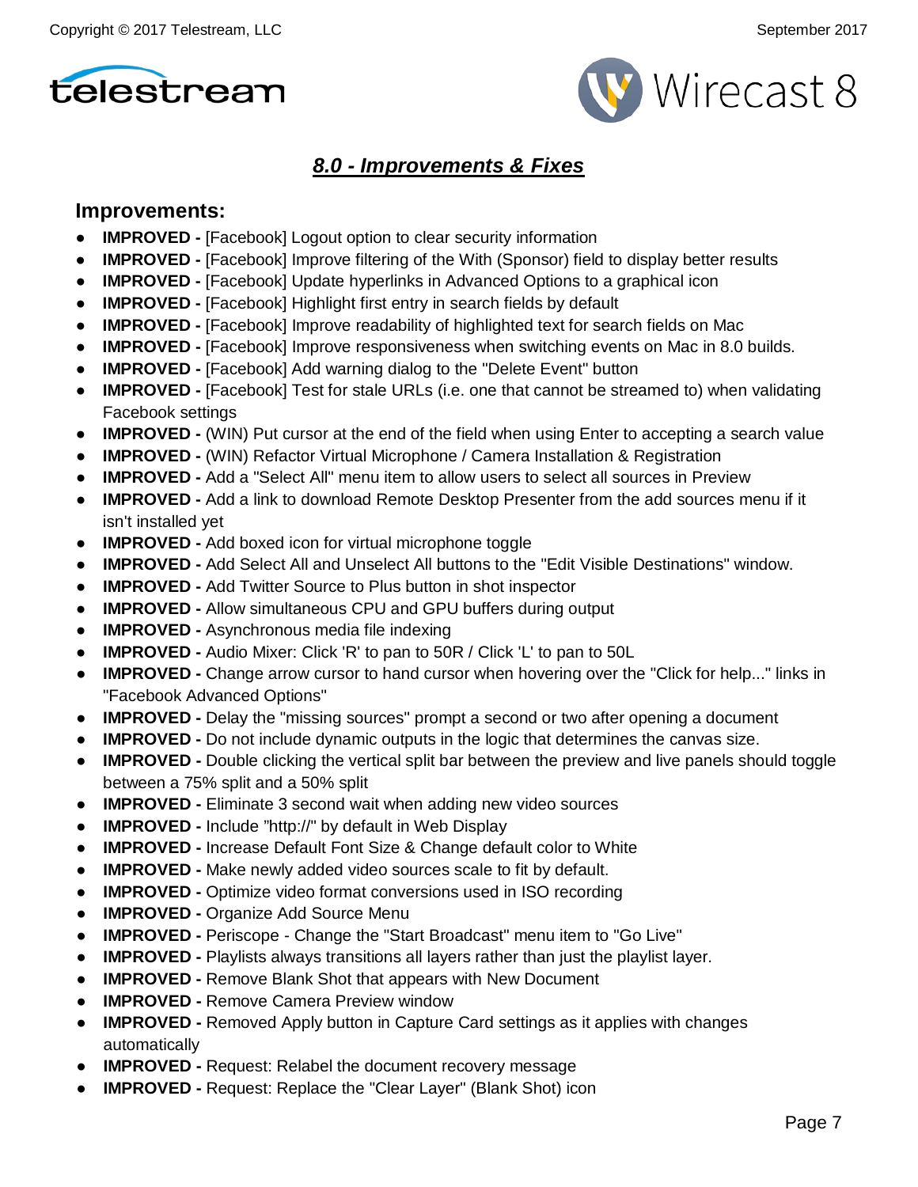## *8.0 - Improvements & Fixes*

### Improvements:

- **IMPROVED -** [Facebook] Logout option to clear security information
- **IMPROVED -** [Facebook] Improve filtering of the With (Sponsor) field to display better results
- **IMPROVED -** [Facebook] Update hyperlinks in Advanced Options to a graphical icon
- **IMPROVED -** [Facebook] Highlight first entry in search fields by default
- **IMPROVED -** [Facebook] Improve readability of highlighted text for search fields on Mac
- **IMPROVED -** [Facebook] Improve responsiveness when switching events on Mac in 8.0 builds.
- **IMPROVED -** [Facebook] Add warning dialog to the "Delete Event" button
- **IMPROVED -** [Facebook] Test for stale URLs (i.e. one that cannot be streamed to) when validating Facebook settings
- **IMPROVED -** (WIN) Put cursor at the end of the field when using Enter to accepting a search value
- **IMPROVED -** (WIN) Refactor Virtual Microphone / Camera Installation & Registration
- **IMPROVED -** Add a "Select All" menu item to allow users to select all sources in Preview
- **IMPROVED -** Add a link to download Remote Desktop Presenter from the add sources menu if it isn't installed yet
- **IMPROVED -** Add boxed icon for virtual microphone toggle
- **IMPROVED -** Add Select All and Unselect All buttons to the "Edit Visible Destinations" window.
- **IMPROVED -** Add Twitter Source to Plus button in shot inspector
- **IMPROVED -** Allow simultaneous CPU and GPU buffers during output
- **IMPROVED -** Asynchronous media file indexing
- **IMPROVED -** Audio Mixer: Click 'R' to pan to 50R / Click 'L' to pan to 50L
- **IMPROVED -** Change arrow cursor to hand cursor when hovering over the "Click for help..." links in "Facebook Advanced Options"
- **IMPROVED -** Delay the "missing sources" prompt a second or two after opening a document
- **IMPROVED -** Do not include dynamic outputs in the logic that determines the canvas size.
- **IMPROVED -** Double clicking the vertical split bar between the preview and live panels should toggle between a 75% split and a 50% split
- **IMPROVED -** Eliminate 3 second wait when adding new video sources
- **IMPROVED -** Include "http://" by default in Web Display
- **IMPROVED -** Increase Default Font Size & Change default color to White
- **IMPROVED -** Make newly added video sources scale to fit by default.
- **IMPROVED -** Optimize video format conversions used in ISO recording
- **IMPROVED -** Organize Add Source Menu
- **IMPROVED -** Periscope - Change the "Start Broadcast" menu item to "Go Live"
- **IMPROVED -** Playlists always transitions all layers rather than just the playlist layer.
- **IMPROVED -** Remove Blank Shot that appears with New Document
- **IMPROVED -** Remove Camera Preview window
- **IMPROVED -** Removed Apply button in Capture Card settings as it applies with changes automatically
- **IMPROVED -** Request: Relabel the document recovery message
- **IMPROVED -** Request: Replace the "Clear Layer" (Blank Shot) icon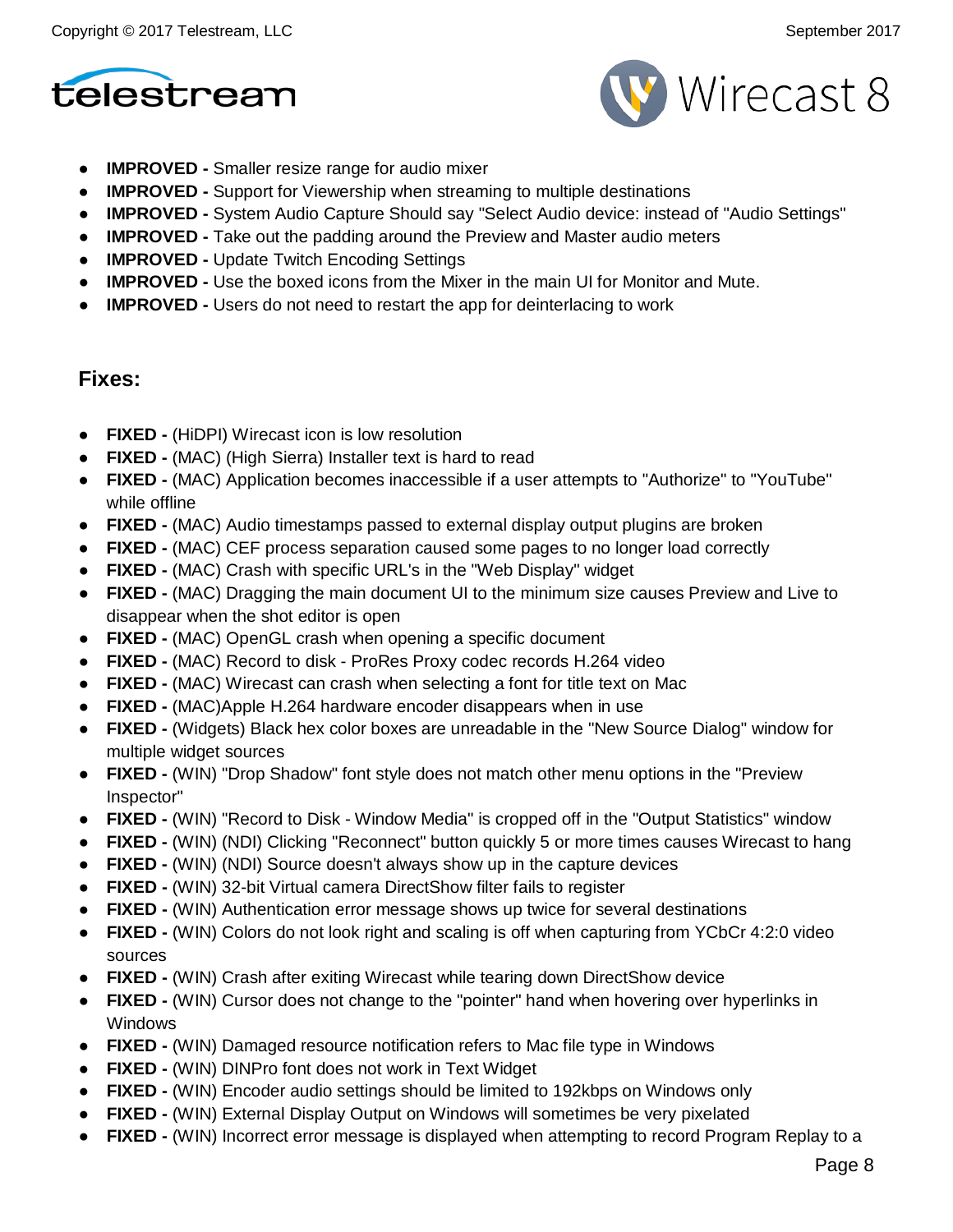- **IMPROVED -** Smaller resize range for audio mixer
- **IMPROVED -** Support for Viewership when streaming to multiple destinations
- **IMPROVED -** System Audio Capture Should say "Select Audio device: instead of "Audio Settings"
- **IMPROVED -** Take out the padding around the Preview and Master audio meters
- **IMPROVED -** Update Twitch Encoding Settings
- **IMPROVED -** Use the boxed icons from the Mixer in the main UI for Monitor and Mute.
- **IMPROVED -** Users do not need to restart the app for deinterlacing to work

### Fixes:

- **FIXED -** (HiDPI) Wirecast icon is low resolution
- **FIXED -** (MAC) (High Sierra) Installer text is hard to read
- **FIXED -** (MAC) Application becomes inaccessible if a user attempts to "Authorize" to "YouTube" while offline
- **FIXED -** (MAC) Audio timestamps passed to external display output plugins are broken
- **FIXED -** (MAC) CEF process separation caused some pages to no longer load correctly
- **FIXED -** (MAC) Crash with specific URL's in the "Web Display" widget
- **FIXED -** (MAC) Dragging the main document UI to the minimum size causes Preview and Live to disappear when the shot editor is open
- **FIXED -** (MAC) OpenGL crash when opening a specific document
- **FIXED -** (MAC) Record to disk - ProRes Proxy codec records H.264 video
- **FIXED -** (MAC) Wirecast can crash when selecting a font for title text on Mac
- **FIXED -** (MAC)Apple H.264 hardware encoder disappears when in use
- **FIXED -** (Widgets) Black hex color boxes are unreadable in the "New Source Dialog" window for multiple widget sources
- **FIXED -** (WIN) "Drop Shadow" font style does not match other menu options in the "Preview Inspector"
- **FIXED -** (WIN) "Record to Disk - Window Media" is cropped off in the "Output Statistics" window
- **FIXED -** (WIN) (NDI) Clicking "Reconnect" button quickly 5 or more times causes Wirecast to hang
- **FIXED -** (WIN) (NDI) Source doesn't always show up in the capture devices
- **FIXED -** (WIN) 32-bit Virtual camera DirectShow filter fails to register
- **FIXED -** (WIN) Authentication error message shows up twice for several destinations
- **FIXED -** (WIN) Colors do not look right and scaling is off when capturing from YCbCr 4:2:0 video sources
- **FIXED -** (WIN) Crash after exiting Wirecast while tearing down DirectShow device
- **FIXED -** (WIN) Cursor does not change to the "pointer" hand when hovering over hyperlinks in Windows
- **FIXED -** (WIN) Damaged resource notification refers to Mac file type in Windows
- **FIXED -** (WIN) DINPro font does not work in Text Widget
- **FIXED -** (WIN) Encoder audio settings should be limited to 192kbps on Windows only
- **FIXED -** (WIN) External Display Output on Windows will sometimes be very pixelated
- **FIXED -** (WIN) Incorrect error message is displayed when attempting to record Program Replay to a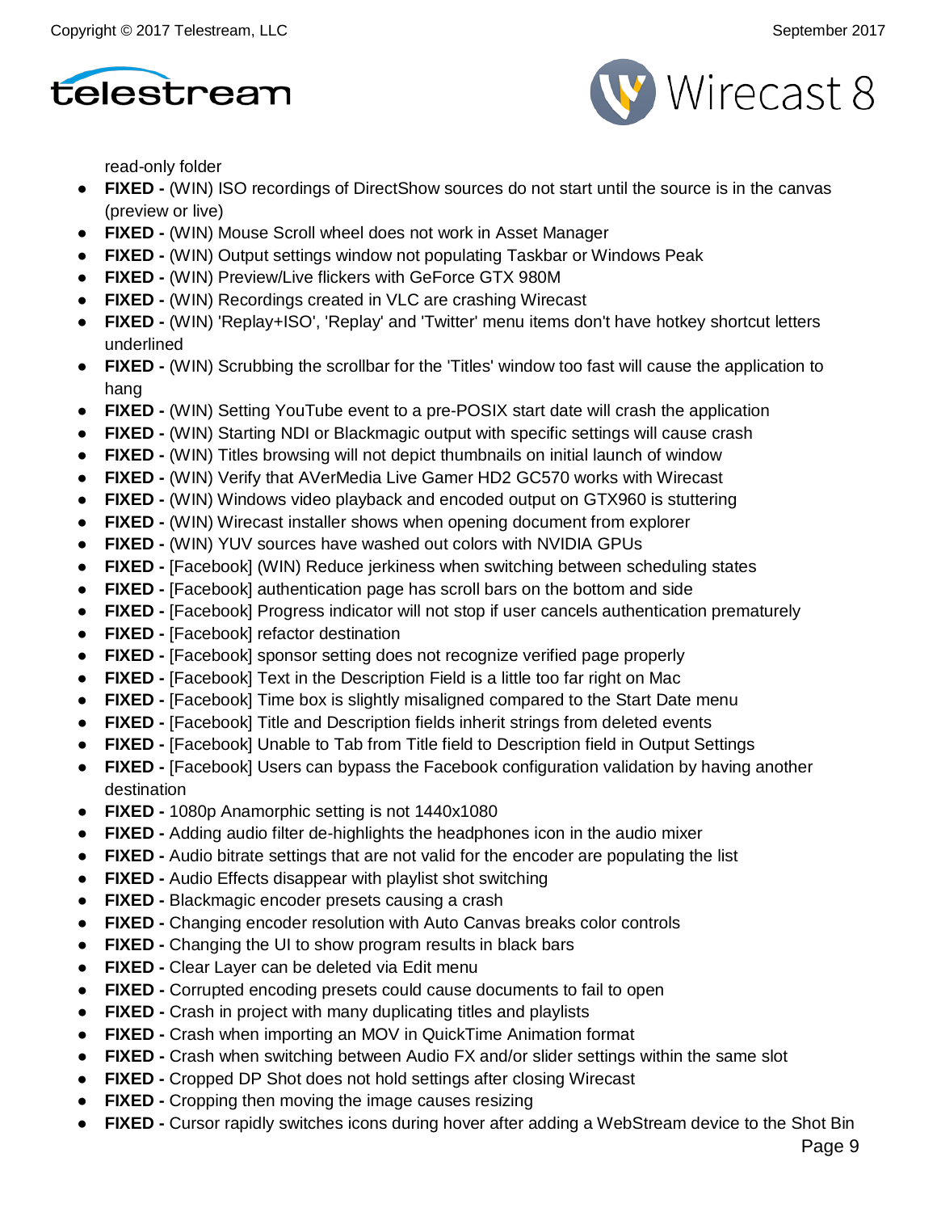read-only folder

- **FIXED -** (WIN) ISO recordings of DirectShow sources do not start until the source is in the canvas (preview or live)
- **FIXED -** (WIN) Mouse Scroll wheel does not work in Asset Manager
- **FIXED -** (WIN) Output settings window not populating Taskbar or Windows Peak
- **FIXED -** (WIN) Preview/Live flickers with GeForce GTX 980M
- **FIXED -** (WIN) Recordings created in VLC are crashing Wirecast
- **FIXED -** (WIN) 'Replay+ISO', 'Replay' and 'Twitter' menu items don't have hotkey shortcut letters underlined
- **FIXED -** (WIN) Scrubbing the scrollbar for the 'Titles' window too fast will cause the application to hang
- **FIXED -** (WIN) Setting YouTube event to a pre-POSIX start date will crash the application
- **FIXED -** (WIN) Starting NDI or Blackmagic output with specific settings will cause crash
- **FIXED -** (WIN) Titles browsing will not depict thumbnails on initial launch of window
- **FIXED -** (WIN) Verify that AVerMedia Live Gamer HD2 GC570 works with Wirecast
- **FIXED -** (WIN) Windows video playback and encoded output on GTX960 is stuttering
- **FIXED -** (WIN) Wirecast installer shows when opening document from explorer
- **FIXED -** (WIN) YUV sources have washed out colors with NVIDIA GPUs
- **FIXED -** [Facebook] (WIN) Reduce jerkiness when switching between scheduling states
- **FIXED -** [Facebook] authentication page has scroll bars on the bottom and side
- **FIXED -** [Facebook] Progress indicator will not stop if user cancels authentication prematurely
- **FIXED -** [Facebook] refactor destination
- **FIXED -** [Facebook] sponsor setting does not recognize verified page properly
- **FIXED -** [Facebook] Text in the Description Field is a little too far right on Mac
- **FIXED -** [Facebook] Time box is slightly misaligned compared to the Start Date menu
- **FIXED -** [Facebook] Title and Description fields inherit strings from deleted events
- **FIXED -** [Facebook] Unable to Tab from Title field to Description field in Output Settings
- **FIXED -** [Facebook] Users can bypass the Facebook configuration validation by having another destination
- **FIXED -** 1080p Anamorphic setting is not 1440x1080
- **FIXED -** Adding audio filter de-highlights the headphones icon in the audio mixer
- **FIXED -** Audio bitrate settings that are not valid for the encoder are populating the list
- **FIXED -** Audio Effects disappear with playlist shot switching
- **FIXED -** Blackmagic encoder presets causing a crash
- **FIXED -** Changing encoder resolution with Auto Canvas breaks color controls
- **FIXED -** Changing the UI to show program results in black bars
- **FIXED -** Clear Layer can be deleted via Edit menu
- **FIXED -** Corrupted encoding presets could cause documents to fail to open
- **FIXED -** Crash in project with many duplicating titles and playlists
- **FIXED -** Crash when importing an MOV in QuickTime Animation format
- **FIXED -** Crash when switching between Audio FX and/or slider settings within the same slot
- **FIXED -** Cropped DP Shot does not hold settings after closing Wirecast
- **FIXED -** Cropping then moving the image causes resizing
- **FIXED -** Cursor rapidly switches icons during hover after adding a WebStream device to the Shot Bin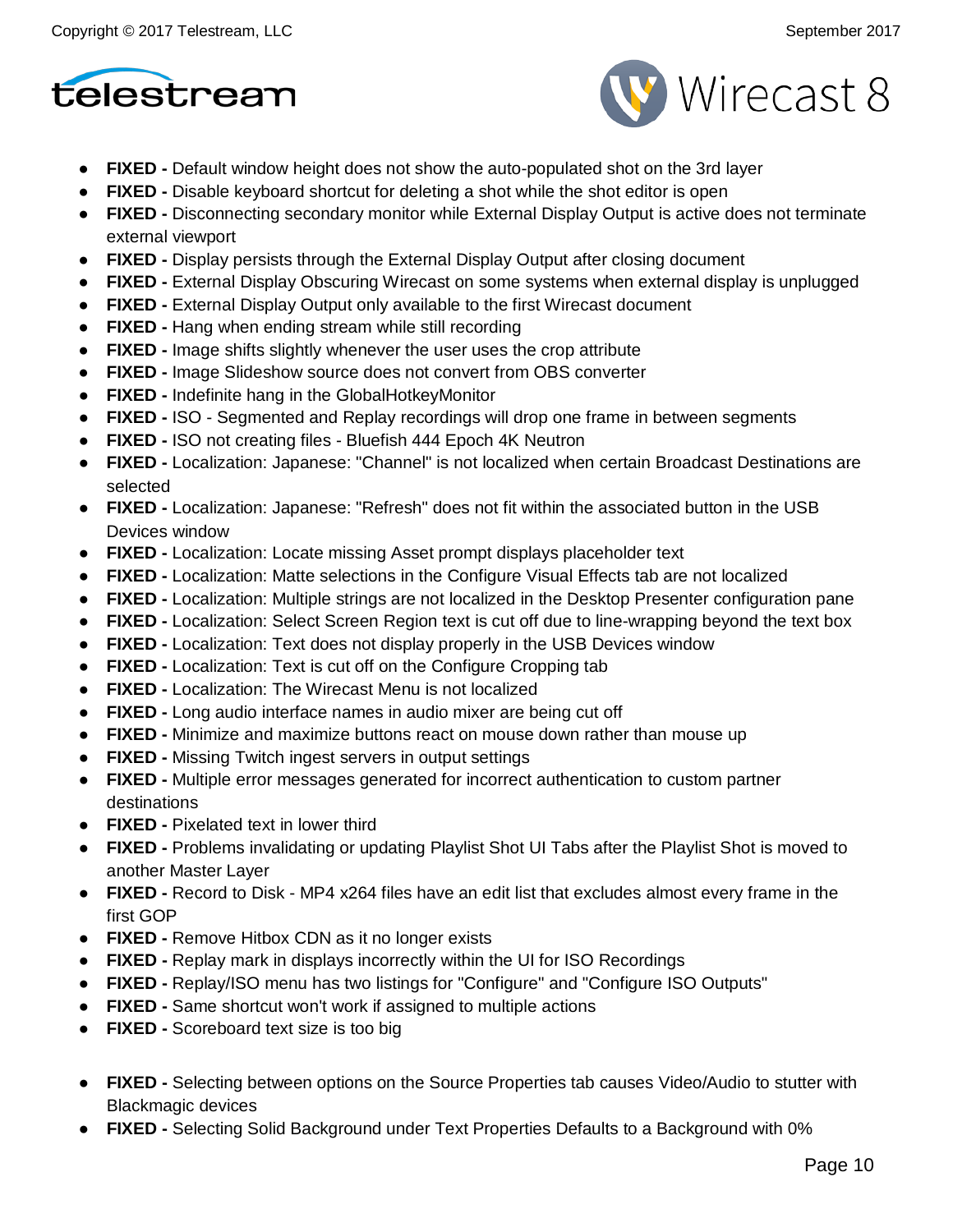- **FIXED -** Default window height does not show the auto-populated shot on the 3rd layer
- **FIXED -** Disable keyboard shortcut for deleting a shot while the shot editor is open
- **FIXED -** Disconnecting secondary monitor while External Display Output is active does not terminate external viewport
- **FIXED -** Display persists through the External Display Output after closing document
- **FIXED -** External Display Obscuring Wirecast on some systems when external display is unplugged
- **FIXED -** External Display Output only available to the first Wirecast document
- **FIXED -** Hang when ending stream while still recording
- **FIXED -** Image shifts slightly whenever the user uses the crop attribute
- **FIXED -** Image Slideshow source does not convert from OBS converter
- **FIXED -** Indefinite hang in the GlobalHotkeyMonitor
- **FIXED -** ISO - Segmented and Replay recordings will drop one frame in between segments
- **FIXED -** ISO not creating files - Bluefish 444 Epoch 4K Neutron
- **FIXED -** Localization: Japanese: "Channel" is not localized when certain Broadcast Destinations are selected
- **FIXED -** Localization: Japanese: "Refresh" does not fit within the associated button in the USB Devices window
- **FIXED -** Localization: Locate missing Asset prompt displays placeholder text
- **FIXED -** Localization: Matte selections in the Configure Visual Effects tab are not localized
- **FIXED -** Localization: Multiple strings are not localized in the Desktop Presenter configuration pane
- **FIXED -** Localization: Select Screen Region text is cut off due to line-wrapping beyond the text box
- **FIXED -** Localization: Text does not display properly in the USB Devices window
- **FIXED -** Localization: Text is cut off on the Configure Cropping tab
- **FIXED -** Localization: The Wirecast Menu is not localized
- **FIXED -** Long audio interface names in audio mixer are being cut off
- **FIXED -** Minimize and maximize buttons react on mouse down rather than mouse up
- **FIXED -** Missing Twitch ingest servers in output settings
- **FIXED -** Multiple error messages generated for incorrect authentication to custom partner destinations
- **FIXED -** Pixelated text in lower third
- **FIXED -** Problems invalidating or updating Playlist Shot UI Tabs after the Playlist Shot is moved to another Master Layer
- **FIXED -** Record to Disk - MP4 x264 files have an edit list that excludes almost every frame in the first GOP
- **FIXED -** Remove Hitbox CDN as it no longer exists
- **FIXED -** Replay mark in displays incorrectly within the UI for ISO Recordings
- **FIXED -** Replay/ISO menu has two listings for "Configure" and "Configure ISO Outputs"
- **FIXED -** Same shortcut won't work if assigned to multiple actions
- **FIXED -** Scoreboard text size is too big

- **FIXED -** Selecting between options on the Source Properties tab causes Video/Audio to stutter with Blackmagic devices
- **FIXED -** Selecting Solid Background under Text Properties Defaults to a Background with 0%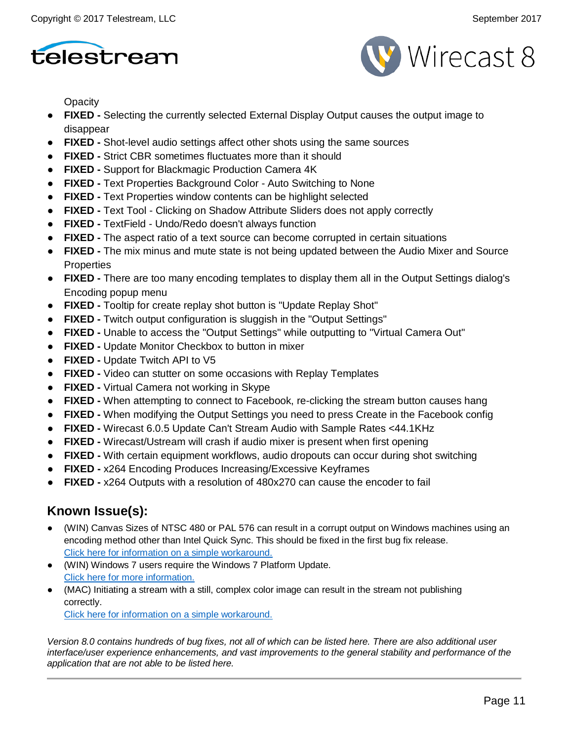Opacity

- **FIXED -** Selecting the currently selected External Display Output causes the output image to disappear
- **FIXED -** Shot-level audio settings affect other shots using the same sources
- **FIXED -** Strict CBR sometimes fluctuates more than it should
- **FIXED -** Support for Blackmagic Production Camera 4K
- **FIXED -** Text Properties Background Color - Auto Switching to None
- **FIXED -** Text Properties window contents can be highlight selected
- **FIXED -** Text Tool - Clicking on Shadow Attribute Sliders does not apply correctly
- **FIXED -** TextField - Undo/Redo doesn't always function
- **FIXED -** The aspect ratio of a text source can become corrupted in certain situations
- **FIXED -** The mix minus and mute state is not being updated between the Audio Mixer and Source Properties
- **FIXED -** There are too many encoding templates to display them all in the Output Settings dialog's Encoding popup menu
- **FIXED -** Tooltip for create replay shot button is "Update Replay Shot"
- **FIXED -** Twitch output configuration is sluggish in the "Output Settings"
- **FIXED -** Unable to access the "Output Settings" while outputting to "Virtual Camera Out"
- **FIXED -** Update Monitor Checkbox to button in mixer
- **FIXED -** Update Twitch API to V5
- **FIXED -** Video can stutter on some occasions with Replay Templates
- **FIXED -** Virtual Camera not working in Skype
- **FIXED -** When attempting to connect to Facebook, re-clicking the stream button causes hang
- **FIXED -** When modifying the Output Settings you need to press Create in the Facebook config
- **FIXED -** Wirecast 6.0.5 Update Can't Stream Audio with Sample Rates <44.1KHz
- **FIXED -** Wirecast/Ustream will crash if audio mixer is present when first opening
- **FIXED -** With certain equipment workflows, audio dropouts can occur during shot switching
- **FIXED -** x264 Encoding Produces Increasing/Excessive Keyframes
- **FIXED -** x264 Outputs with a resolution of 480x270 can cause the encoder to fail

## Known Issue(s):

- (WIN) Canvas Sizes of NTSC 480 or PAL 576 can result in a corrupt output on Windows machines using an encoding method other than Intel Quick Sync. This should be fixed in the first bug fix release.
  Click here for information on a simple workaround.
- (WIN) Windows 7 users require the Windows 7 Platform Update.
  Click here for more information.
- (MAC) Initiating a stream with a still, complex color image can result in the stream not publishing correctly.
  Click here for information on a simple workaround.

*Version 8.0 contains hundreds of bug fixes, not all of which can be listed here. There are also additional user interface/user experience enhancements, and vast improvements to the general stability and performance of the application that are not able to be listed here.*